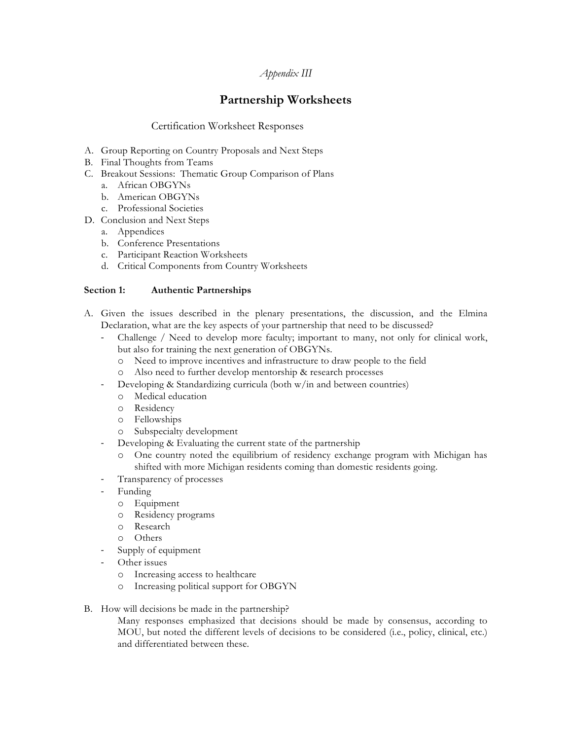*Appendix III*

# Partnership Worksheets

## Certification Worksheet Responses

A. Group Reporting on Country Proposals and Next Steps
B. Final Thoughts from Teams
C. Breakout Sessions: Thematic Group Comparison of Plans
   a. African OBGYNs
   b. American OBGYNs
   c. Professional Societies
D. Conclusion and Next Steps
   a. Appendices
   b. Conference Presentations
   c. Participant Reaction Worksheets
   d. Critical Components from Country Worksheets

### Section 1: Authentic Partnerships

A. Given the issues described in the plenary presentations, the discussion, and the Elmina Declaration, what are the key aspects of your partnership that need to be discussed?
   - Challenge / Need to develop more faculty; important to many, not only for clinical work, but also for training the next generation of OBGYNs.
     - Need to improve incentives and infrastructure to draw people to the field
     - Also need to further develop mentorship & research processes
   - Developing & Standardizing curricula (both w/in and between countries)
     - Medical education
     - Residency
     - Fellowships
     - Subspecialty development
   - Developing & Evaluating the current state of the partnership
     - One country noted the equilibrium of residency exchange program with Michigan has shifted with more Michigan residents coming than domestic residents going.
   - Transparency of processes
   - Funding
     - Equipment
     - Residency programs
     - Research
     - Others
   - Supply of equipment
   - Other issues
     - Increasing access to healthcare
     - Increasing political support for OBGYN

B. How will decisions be made in the partnership?
   Many responses emphasized that decisions should be made by consensus, according to MOU, but noted the different levels of decisions to be considered (i.e., policy, clinical, etc.) and differentiated between these.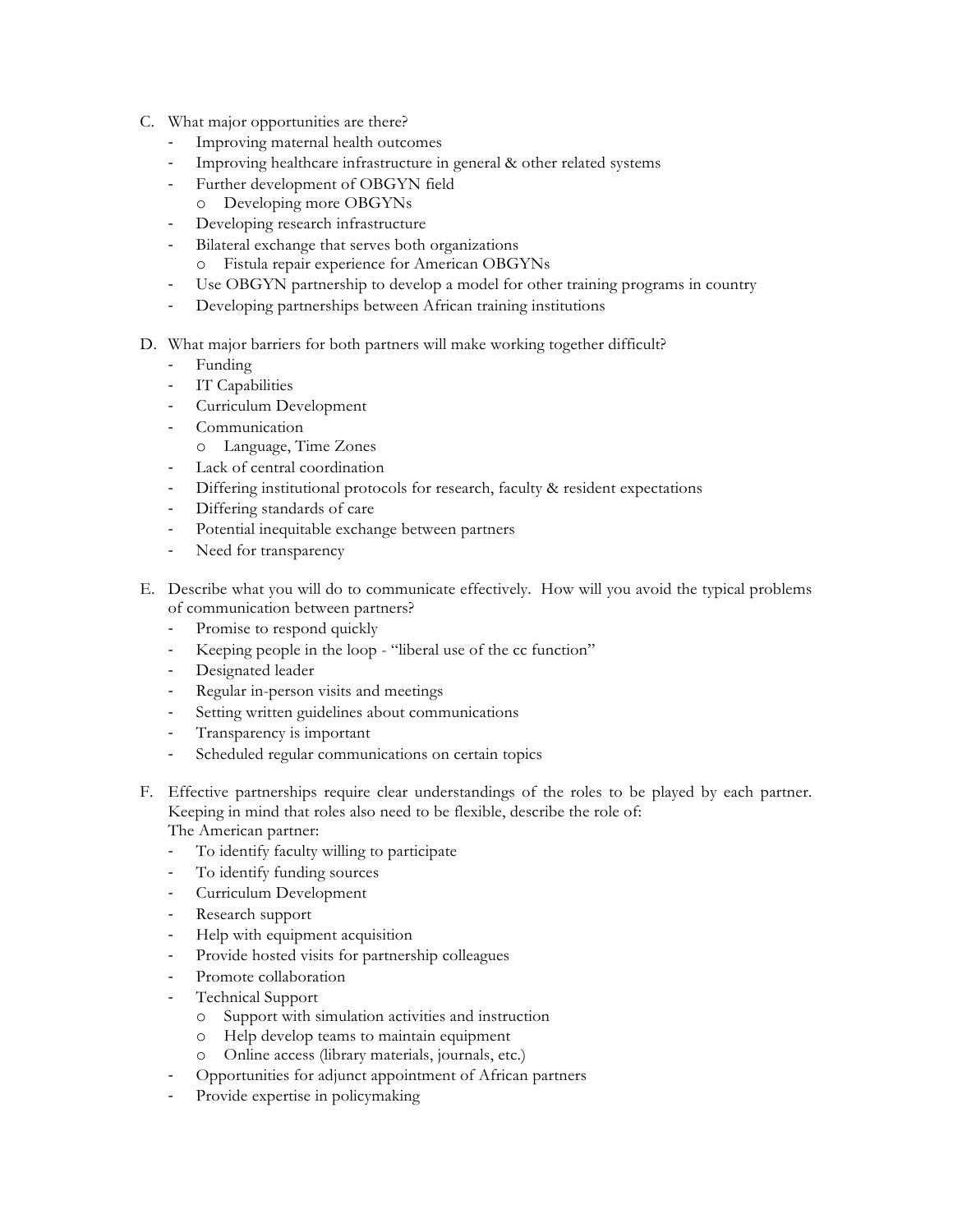C. What major opportunities are there?
   - Improving maternal health outcomes
   - Improving healthcare infrastructure in general & other related systems
   - Further development of OBGYN field
     - Developing more OBGYNs
   - Developing research infrastructure
   - Bilateral exchange that serves both organizations
     - Fistula repair experience for American OBGYNs
   - Use OBGYN partnership to develop a model for other training programs in country
   - Developing partnerships between African training institutions

D. What major barriers for both partners will make working together difficult?
   - Funding
   - IT Capabilities
   - Curriculum Development
   - Communication
     - Language, Time Zones
   - Lack of central coordination
   - Differing institutional protocols for research, faculty & resident expectations
   - Differing standards of care
   - Potential inequitable exchange between partners
   - Need for transparency

E. Describe what you will do to communicate effectively. How will you avoid the typical problems of communication between partners?
   - Promise to respond quickly
   - Keeping people in the loop - "liberal use of the cc function"
   - Designated leader
   - Regular in-person visits and meetings
   - Setting written guidelines about communications
   - Transparency is important
   - Scheduled regular communications on certain topics

F. Effective partnerships require clear understandings of the roles to be played by each partner. Keeping in mind that roles also need to be flexible, describe the role of:

   The American partner:
   - To identify faculty willing to participate
   - To identify funding sources
   - Curriculum Development
   - Research support
   - Help with equipment acquisition
   - Provide hosted visits for partnership colleagues
   - Promote collaboration
   - Technical Support
     - Support with simulation activities and instruction
     - Help develop teams to maintain equipment
     - Online access (library materials, journals, etc.)
   - Opportunities for adjunct appointment of African partners
   - Provide expertise in policymaking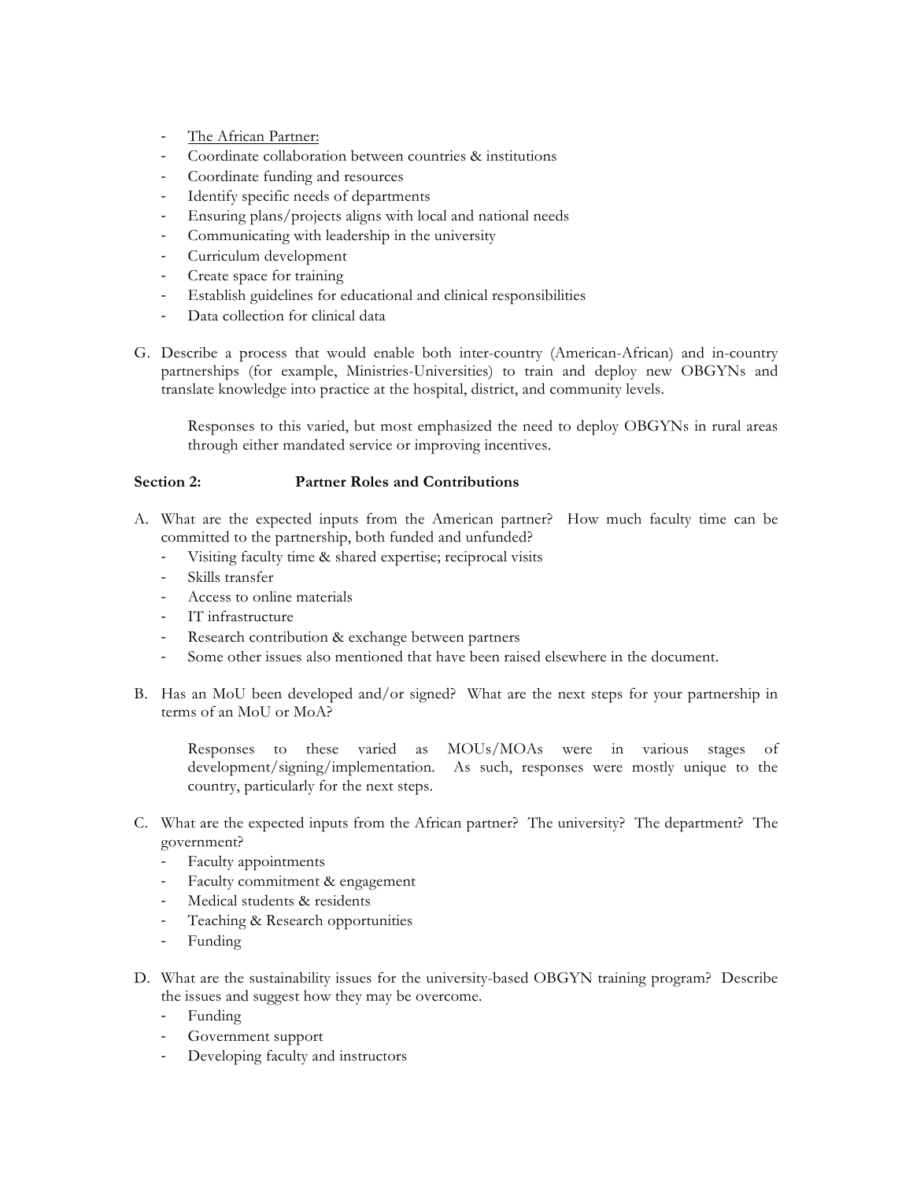- <u>The African Partner:</u>
- Coordinate collaboration between countries & institutions
- Coordinate funding and resources
- Identify specific needs of departments
- Ensuring plans/projects aligns with local and national needs
- Communicating with leadership in the university
- Curriculum development
- Create space for training
- Establish guidelines for educational and clinical responsibilities
- Data collection for clinical data

G. Describe a process that would enable both inter-country (American-African) and in-country partnerships (for example, Ministries-Universities) to train and deploy new OBGYNs and translate knowledge into practice at the hospital, district, and community levels.

   Responses to this varied, but most emphasized the need to deploy OBGYNs in rural areas through either mandated service or improving incentives.

**Section 2: Partner Roles and Contributions**

A. What are the expected inputs from the American partner? How much faculty time can be committed to the partnership, both funded and unfunded?
   - Visiting faculty time & shared expertise; reciprocal visits
   - Skills transfer
   - Access to online materials
   - IT infrastructure
   - Research contribution & exchange between partners
   - Some other issues also mentioned that have been raised elsewhere in the document.

B. Has an MoU been developed and/or signed? What are the next steps for your partnership in terms of an MoU or MoA?

   Responses to these varied as MOUs/MOAs were in various stages of development/signing/implementation. As such, responses were mostly unique to the country, particularly for the next steps.

C. What are the expected inputs from the African partner? The university? The department? The government?
   - Faculty appointments
   - Faculty commitment & engagement
   - Medical students & residents
   - Teaching & Research opportunities
   - Funding

D. What are the sustainability issues for the university-based OBGYN training program? Describe the issues and suggest how they may be overcome.
   - Funding
   - Government support
   - Developing faculty and instructors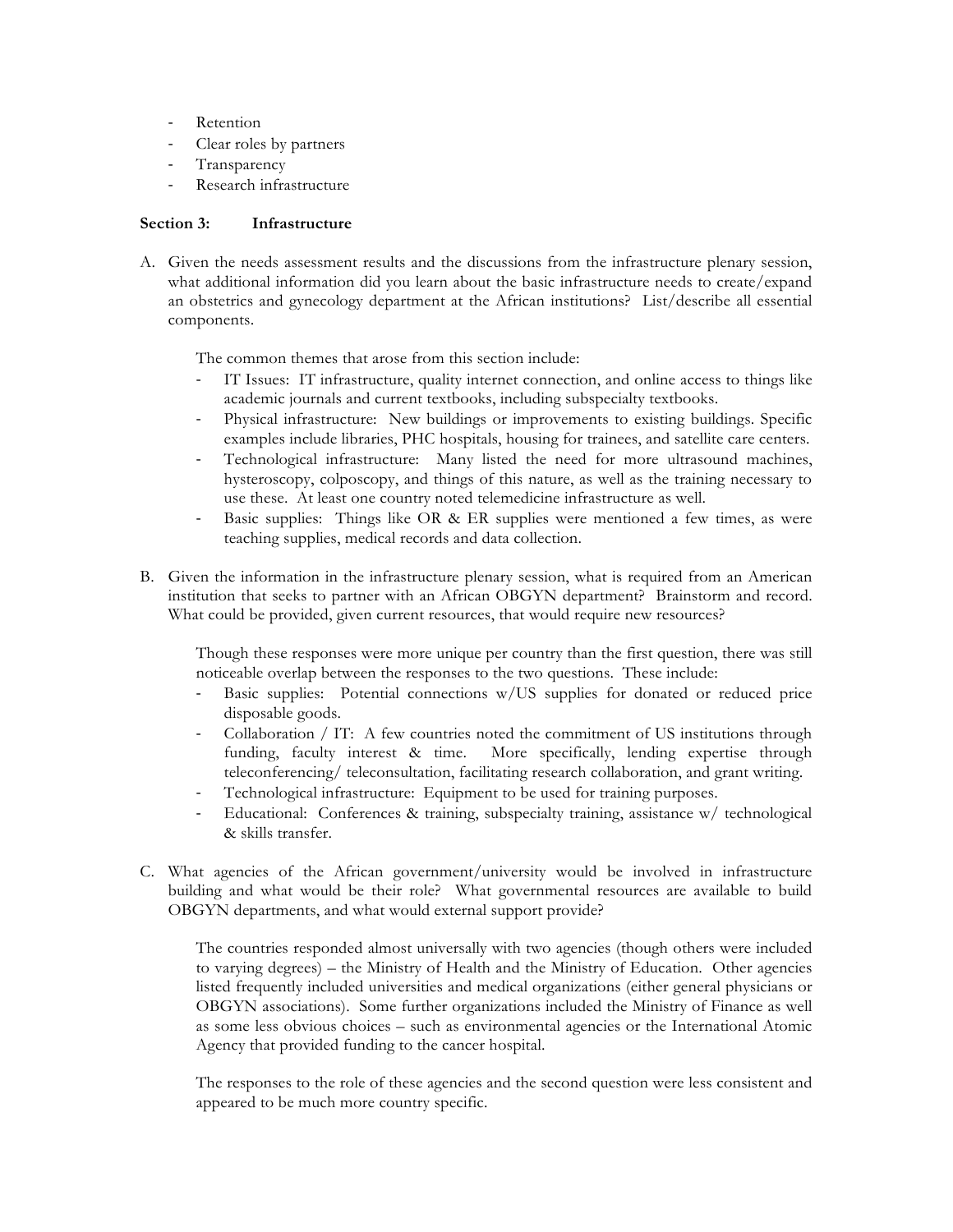- Retention
- Clear roles by partners
- Transparency
- Research infrastructure

**Section 3: Infrastructure**

A. Given the needs assessment results and the discussions from the infrastructure plenary session, what additional information did you learn about the basic infrastructure needs to create/expand an obstetrics and gynecology department at the African institutions? List/describe all essential components.

   The common themes that arose from this section include:
   - IT Issues: IT infrastructure, quality internet connection, and online access to things like academic journals and current textbooks, including subspecialty textbooks.
   - Physical infrastructure: New buildings or improvements to existing buildings. Specific examples include libraries, PHC hospitals, housing for trainees, and satellite care centers.
   - Technological infrastructure: Many listed the need for more ultrasound machines, hysteroscopy, colposcopy, and things of this nature, as well as the training necessary to use these. At least one country noted telemedicine infrastructure as well.
   - Basic supplies: Things like OR & ER supplies were mentioned a few times, as were teaching supplies, medical records and data collection.

B. Given the information in the infrastructure plenary session, what is required from an American institution that seeks to partner with an African OBGYN department? Brainstorm and record. What could be provided, given current resources, that would require new resources?

   Though these responses were more unique per country than the first question, there was still noticeable overlap between the responses to the two questions. These include:
   - Basic supplies: Potential connections w/US supplies for donated or reduced price disposable goods.
   - Collaboration / IT: A few countries noted the commitment of US institutions through funding, faculty interest & time. More specifically, lending expertise through teleconferencing/ teleconsultation, facilitating research collaboration, and grant writing.
   - Technological infrastructure: Equipment to be used for training purposes.
   - Educational: Conferences & training, subspecialty training, assistance w/ technological & skills transfer.

C. What agencies of the African government/university would be involved in infrastructure building and what would be their role? What governmental resources are available to build OBGYN departments, and what would external support provide?

   The countries responded almost universally with two agencies (though others were included to varying degrees) – the Ministry of Health and the Ministry of Education. Other agencies listed frequently included universities and medical organizations (either general physicians or OBGYN associations). Some further organizations included the Ministry of Finance as well as some less obvious choices – such as environmental agencies or the International Atomic Agency that provided funding to the cancer hospital.

   The responses to the role of these agencies and the second question were less consistent and appeared to be much more country specific.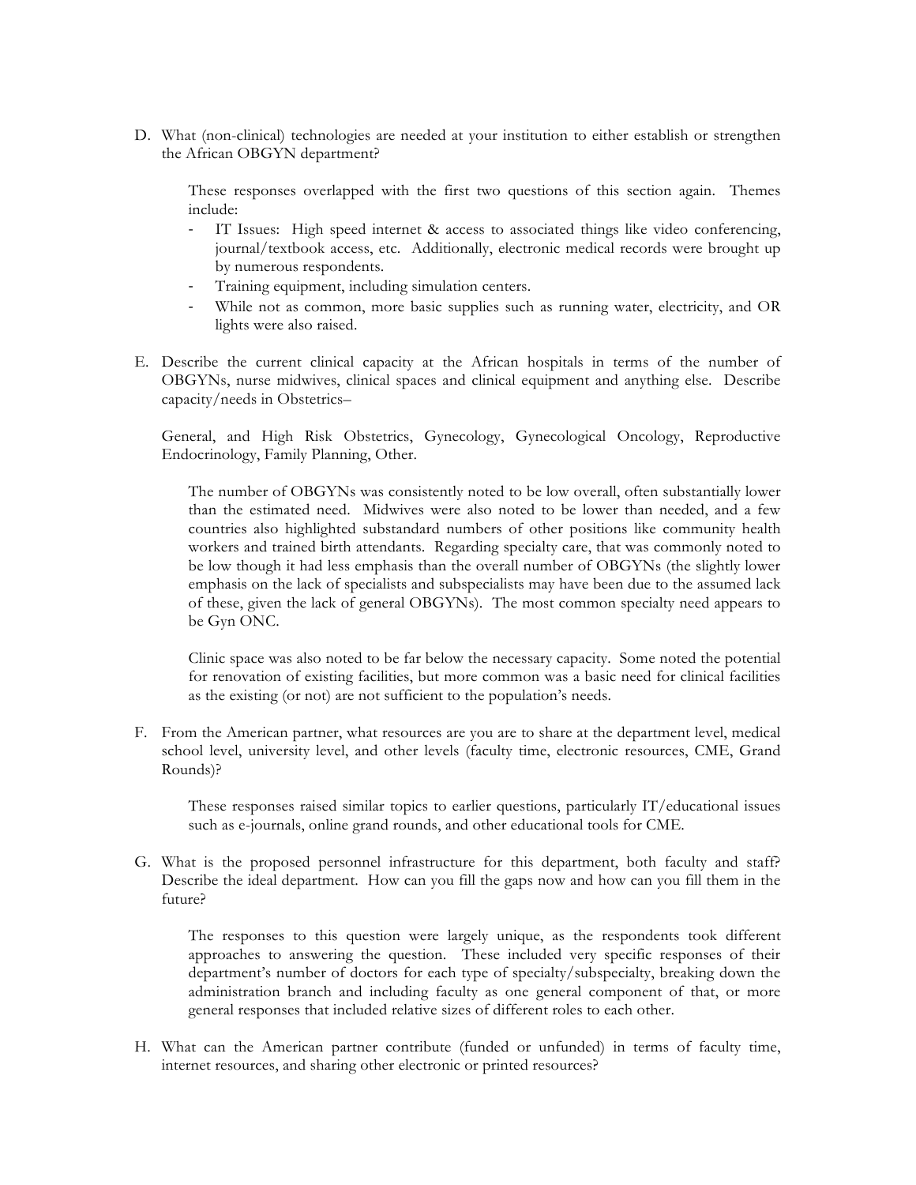D. What (non-clinical) technologies are needed at your institution to either establish or strengthen the African OBGYN department?

   These responses overlapped with the first two questions of this section again. Themes include:

   - IT Issues: High speed internet & access to associated things like video conferencing, journal/textbook access, etc. Additionally, electronic medical records were brought up by numerous respondents.
   - Training equipment, including simulation centers.
   - While not as common, more basic supplies such as running water, electricity, and OR lights were also raised.

E. Describe the current clinical capacity at the African hospitals in terms of the number of OBGYNs, nurse midwives, clinical spaces and clinical equipment and anything else. Describe capacity/needs in Obstetrics–

   General, and High Risk Obstetrics, Gynecology, Gynecological Oncology, Reproductive Endocrinology, Family Planning, Other.

   The number of OBGYNs was consistently noted to be low overall, often substantially lower than the estimated need. Midwives were also noted to be lower than needed, and a few countries also highlighted substandard numbers of other positions like community health workers and trained birth attendants. Regarding specialty care, that was commonly noted to be low though it had less emphasis than the overall number of OBGYNs (the slightly lower emphasis on the lack of specialists and subspecialists may have been due to the assumed lack of these, given the lack of general OBGYNs). The most common specialty need appears to be Gyn ONC.

   Clinic space was also noted to be far below the necessary capacity. Some noted the potential for renovation of existing facilities, but more common was a basic need for clinical facilities as the existing (or not) are not sufficient to the population's needs.

F. From the American partner, what resources are you are to share at the department level, medical school level, university level, and other levels (faculty time, electronic resources, CME, Grand Rounds)?

   These responses raised similar topics to earlier questions, particularly IT/educational issues such as e-journals, online grand rounds, and other educational tools for CME.

G. What is the proposed personnel infrastructure for this department, both faculty and staff? Describe the ideal department. How can you fill the gaps now and how can you fill them in the future?

   The responses to this question were largely unique, as the respondents took different approaches to answering the question. These included very specific responses of their department's number of doctors for each type of specialty/subspecialty, breaking down the administration branch and including faculty as one general component of that, or more general responses that included relative sizes of different roles to each other.

H. What can the American partner contribute (funded or unfunded) in terms of faculty time, internet resources, and sharing other electronic or printed resources?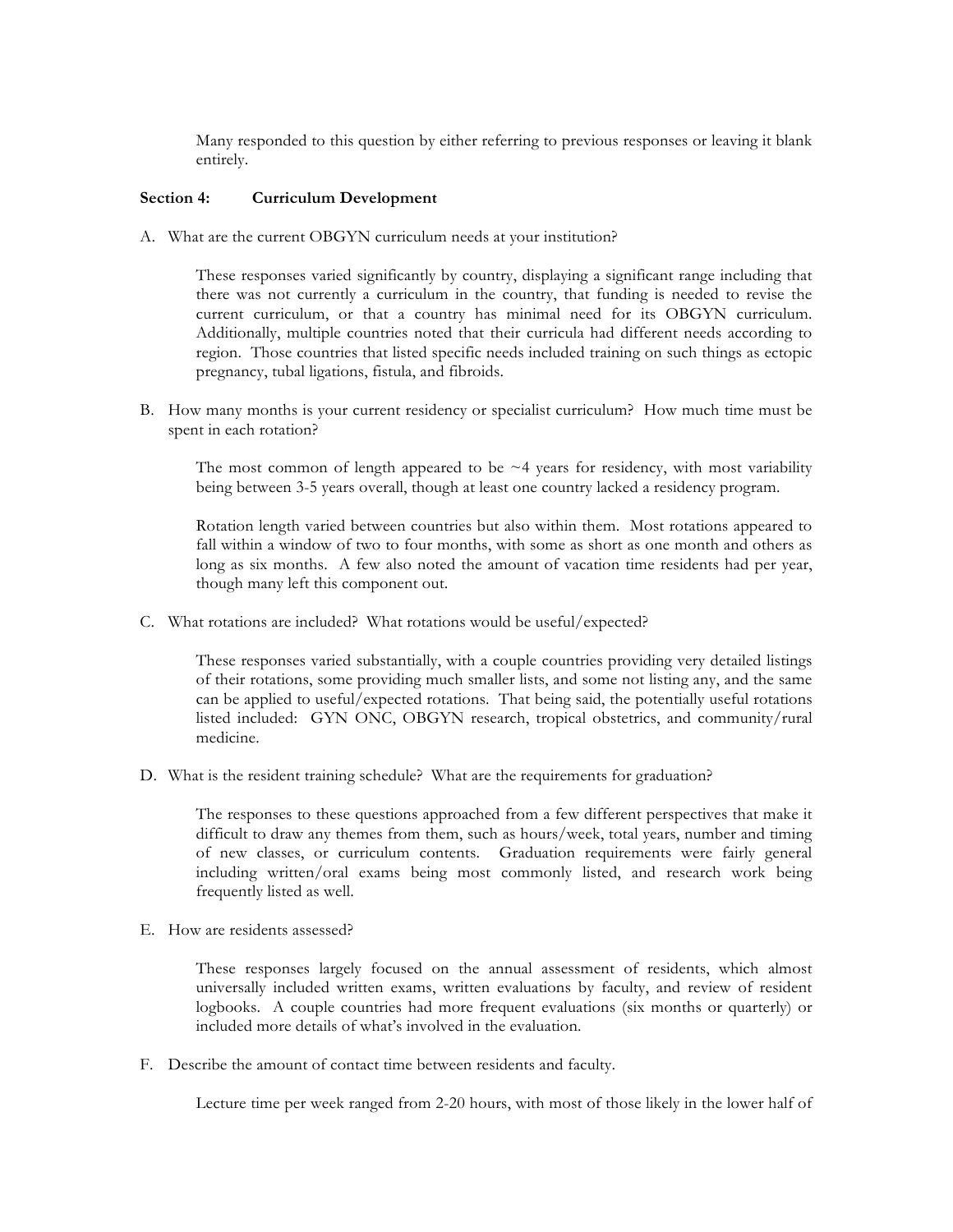Many responded to this question by either referring to previous responses or leaving it blank entirely.

**Section 4: Curriculum Development**

A. What are the current OBGYN curriculum needs at your institution?

These responses varied significantly by country, displaying a significant range including that there was not currently a curriculum in the country, that funding is needed to revise the current curriculum, or that a country has minimal need for its OBGYN curriculum. Additionally, multiple countries noted that their curricula had different needs according to region. Those countries that listed specific needs included training on such things as ectopic pregnancy, tubal ligations, fistula, and fibroids.

B. How many months is your current residency or specialist curriculum? How much time must be spent in each rotation?

The most common of length appeared to be ~4 years for residency, with most variability being between 3-5 years overall, though at least one country lacked a residency program.

Rotation length varied between countries but also within them. Most rotations appeared to fall within a window of two to four months, with some as short as one month and others as long as six months. A few also noted the amount of vacation time residents had per year, though many left this component out.

C. What rotations are included? What rotations would be useful/expected?

These responses varied substantially, with a couple countries providing very detailed listings of their rotations, some providing much smaller lists, and some not listing any, and the same can be applied to useful/expected rotations. That being said, the potentially useful rotations listed included: GYN ONC, OBGYN research, tropical obstetrics, and community/rural medicine.

D. What is the resident training schedule? What are the requirements for graduation?

The responses to these questions approached from a few different perspectives that make it difficult to draw any themes from them, such as hours/week, total years, number and timing of new classes, or curriculum contents. Graduation requirements were fairly general including written/oral exams being most commonly listed, and research work being frequently listed as well.

E. How are residents assessed?

These responses largely focused on the annual assessment of residents, which almost universally included written exams, written evaluations by faculty, and review of resident logbooks. A couple countries had more frequent evaluations (six months or quarterly) or included more details of what's involved in the evaluation.

F. Describe the amount of contact time between residents and faculty.

Lecture time per week ranged from 2-20 hours, with most of those likely in the lower half of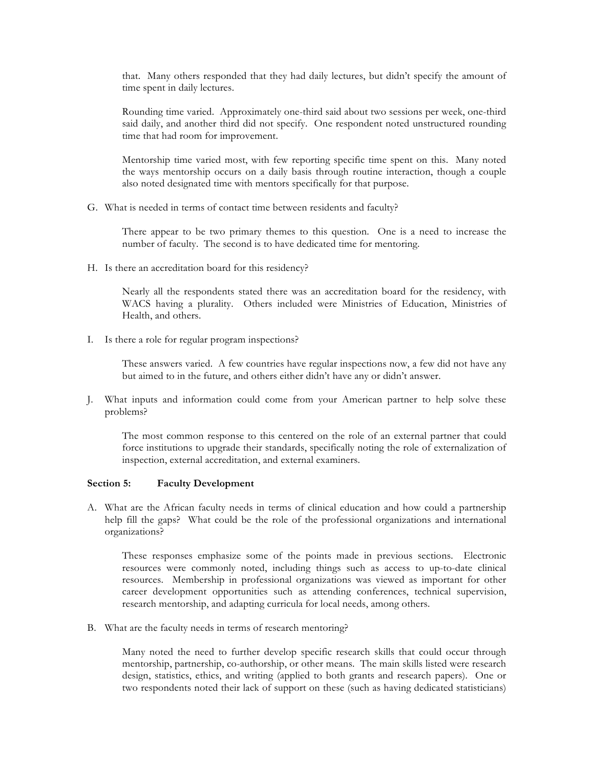that. Many others responded that they had daily lectures, but didn't specify the amount of time spent in daily lectures.

Rounding time varied. Approximately one-third said about two sessions per week, one-third said daily, and another third did not specify. One respondent noted unstructured rounding time that had room for improvement.

Mentorship time varied most, with few reporting specific time spent on this. Many noted the ways mentorship occurs on a daily basis through routine interaction, though a couple also noted designated time with mentors specifically for that purpose.

G. What is needed in terms of contact time between residents and faculty?

There appear to be two primary themes to this question. One is a need to increase the number of faculty. The second is to have dedicated time for mentoring.

H. Is there an accreditation board for this residency?

Nearly all the respondents stated there was an accreditation board for the residency, with WACS having a plurality. Others included were Ministries of Education, Ministries of Health, and others.

I. Is there a role for regular program inspections?

These answers varied. A few countries have regular inspections now, a few did not have any but aimed to in the future, and others either didn't have any or didn't answer.

J. What inputs and information could come from your American partner to help solve these problems?

The most common response to this centered on the role of an external partner that could force institutions to upgrade their standards, specifically noting the role of externalization of inspection, external accreditation, and external examiners.

**Section 5: Faculty Development**

A. What are the African faculty needs in terms of clinical education and how could a partnership help fill the gaps? What could be the role of the professional organizations and international organizations?

These responses emphasize some of the points made in previous sections. Electronic resources were commonly noted, including things such as access to up-to-date clinical resources. Membership in professional organizations was viewed as important for other career development opportunities such as attending conferences, technical supervision, research mentorship, and adapting curricula for local needs, among others.

B. What are the faculty needs in terms of research mentoring?

Many noted the need to further develop specific research skills that could occur through mentorship, partnership, co-authorship, or other means. The main skills listed were research design, statistics, ethics, and writing (applied to both grants and research papers). One or two respondents noted their lack of support on these (such as having dedicated statisticians)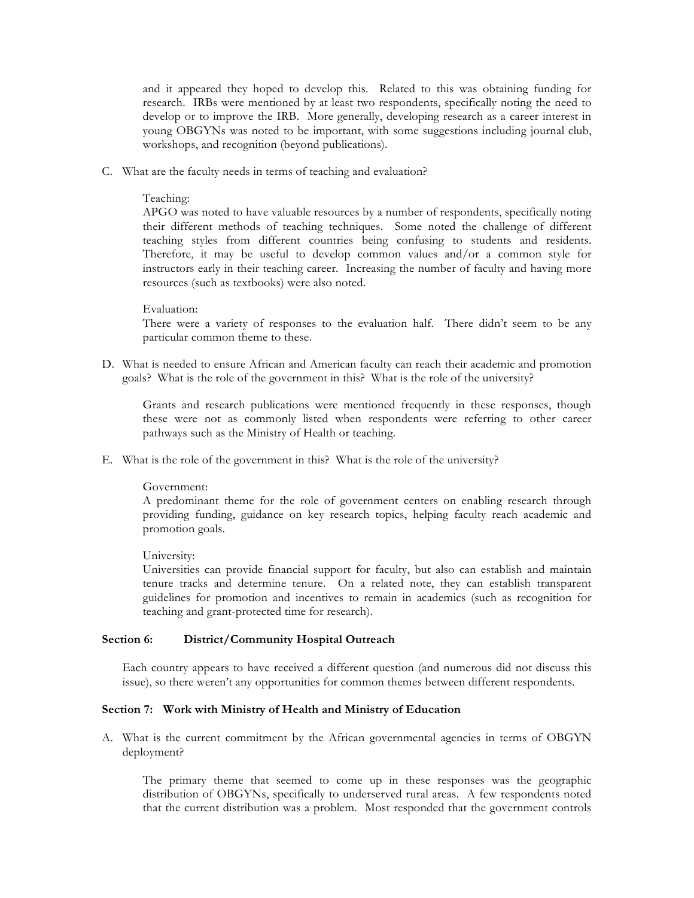and it appeared they hoped to develop this. Related to this was obtaining funding for research. IRBs were mentioned by at least two respondents, specifically noting the need to develop or to improve the IRB. More generally, developing research as a career interest in young OBGYNs was noted to be important, with some suggestions including journal club, workshops, and recognition (beyond publications).

C. What are the faculty needs in terms of teaching and evaluation?

Teaching:
APGO was noted to have valuable resources by a number of respondents, specifically noting their different methods of teaching techniques. Some noted the challenge of different teaching styles from different countries being confusing to students and residents. Therefore, it may be useful to develop common values and/or a common style for instructors early in their teaching career. Increasing the number of faculty and having more resources (such as textbooks) were also noted.

Evaluation:
There were a variety of responses to the evaluation half. There didn't seem to be any particular common theme to these.

D. What is needed to ensure African and American faculty can reach their academic and promotion goals? What is the role of the government in this? What is the role of the university?

Grants and research publications were mentioned frequently in these responses, though these were not as commonly listed when respondents were referring to other career pathways such as the Ministry of Health or teaching.

E. What is the role of the government in this? What is the role of the university?

Government:
A predominant theme for the role of government centers on enabling research through providing funding, guidance on key research topics, helping faculty reach academic and promotion goals.

University:
Universities can provide financial support for faculty, but also can establish and maintain tenure tracks and determine tenure. On a related note, they can establish transparent guidelines for promotion and incentives to remain in academics (such as recognition for teaching and grant-protected time for research).

### Section 6: District/Community Hospital Outreach

Each country appears to have received a different question (and numerous did not discuss this issue), so there weren't any opportunities for common themes between different respondents.

### Section 7: Work with Ministry of Health and Ministry of Education

A. What is the current commitment by the African governmental agencies in terms of OBGYN deployment?

The primary theme that seemed to come up in these responses was the geographic distribution of OBGYNs, specifically to underserved rural areas. A few respondents noted that the current distribution was a problem. Most responded that the government controls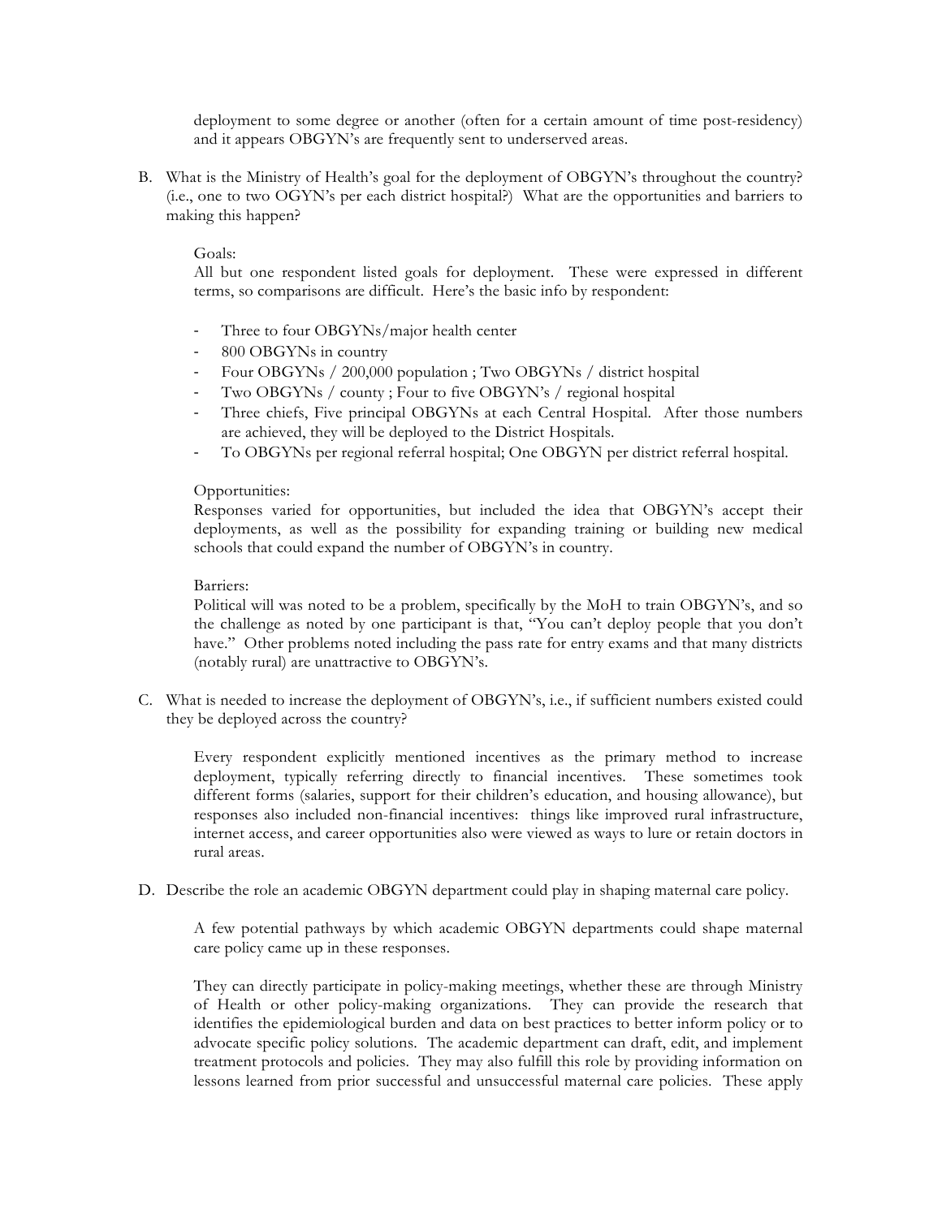deployment to some degree or another (often for a certain amount of time post-residency) and it appears OBGYN's are frequently sent to underserved areas.

B. What is the Ministry of Health's goal for the deployment of OBGYN's throughout the country? (i.e., one to two OGYN's per each district hospital?) What are the opportunities and barriers to making this happen?

   Goals:
   All but one respondent listed goals for deployment. These were expressed in different terms, so comparisons are difficult. Here's the basic info by respondent:

   - Three to four OBGYNs/major health center
   - 800 OBGYNs in country
   - Four OBGYNs / 200,000 population ; Two OBGYNs / district hospital
   - Two OBGYNs / county ; Four to five OBGYN's / regional hospital
   - Three chiefs, Five principal OBGYNs at each Central Hospital. After those numbers are achieved, they will be deployed to the District Hospitals.
   - To OBGYNs per regional referral hospital; One OBGYN per district referral hospital.

   Opportunities:
   Responses varied for opportunities, but included the idea that OBGYN's accept their deployments, as well as the possibility for expanding training or building new medical schools that could expand the number of OBGYN's in country.

   Barriers:
   Political will was noted to be a problem, specifically by the MoH to train OBGYN's, and so the challenge as noted by one participant is that, "You can't deploy people that you don't have." Other problems noted including the pass rate for entry exams and that many districts (notably rural) are unattractive to OBGYN's.

C. What is needed to increase the deployment of OBGYN's, i.e., if sufficient numbers existed could they be deployed across the country?

   Every respondent explicitly mentioned incentives as the primary method to increase deployment, typically referring directly to financial incentives. These sometimes took different forms (salaries, support for their children's education, and housing allowance), but responses also included non-financial incentives: things like improved rural infrastructure, internet access, and career opportunities also were viewed as ways to lure or retain doctors in rural areas.

D. Describe the role an academic OBGYN department could play in shaping maternal care policy.

   A few potential pathways by which academic OBGYN departments could shape maternal care policy came up in these responses.

   They can directly participate in policy-making meetings, whether these are through Ministry of Health or other policy-making organizations. They can provide the research that identifies the epidemiological burden and data on best practices to better inform policy or to advocate specific policy solutions. The academic department can draft, edit, and implement treatment protocols and policies. They may also fulfill this role by providing information on lessons learned from prior successful and unsuccessful maternal care policies. These apply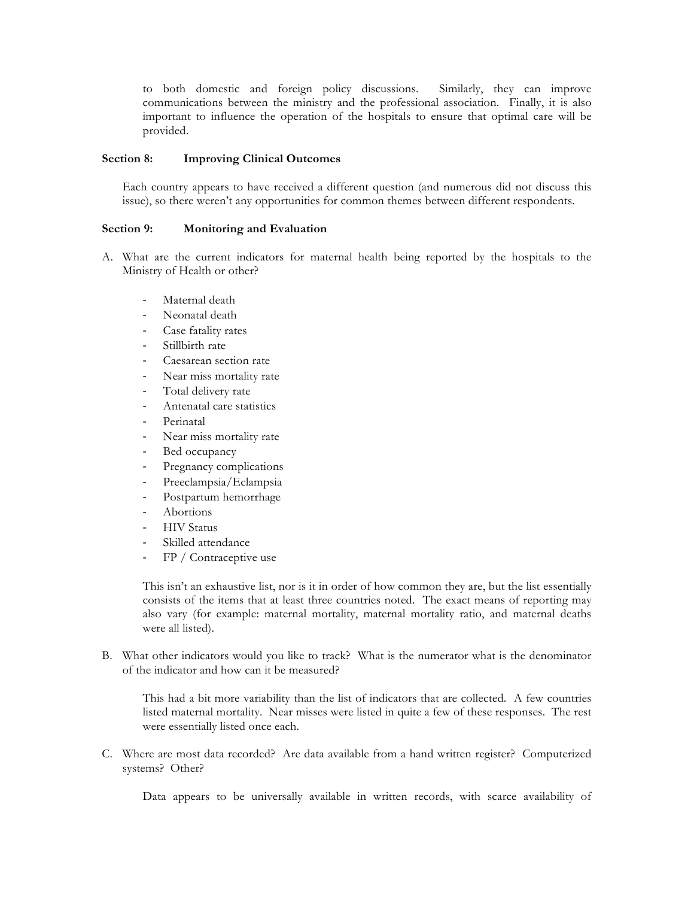to both domestic and foreign policy discussions. Similarly, they can improve communications between the ministry and the professional association. Finally, it is also important to influence the operation of the hospitals to ensure that optimal care will be provided.

### Section 8: Improving Clinical Outcomes

Each country appears to have received a different question (and numerous did not discuss this issue), so there weren't any opportunities for common themes between different respondents.

### Section 9: Monitoring and Evaluation

A. What are the current indicators for maternal health being reported by the hospitals to the Ministry of Health or other?

- Maternal death
- Neonatal death
- Case fatality rates
- Stillbirth rate
- Caesarean section rate
- Near miss mortality rate
- Total delivery rate
- Antenatal care statistics
- Perinatal
- Near miss mortality rate
- Bed occupancy
- Pregnancy complications
- Preeclampsia/Eclampsia
- Postpartum hemorrhage
- Abortions
- HIV Status
- Skilled attendance
- FP / Contraceptive use

This isn't an exhaustive list, nor is it in order of how common they are, but the list essentially consists of the items that at least three countries noted. The exact means of reporting may also vary (for example: maternal mortality, maternal mortality ratio, and maternal deaths were all listed).

B. What other indicators would you like to track? What is the numerator what is the denominator of the indicator and how can it be measured?

This had a bit more variability than the list of indicators that are collected. A few countries listed maternal mortality. Near misses were listed in quite a few of these responses. The rest were essentially listed once each.

C. Where are most data recorded? Are data available from a hand written register? Computerized systems? Other?

Data appears to be universally available in written records, with scarce availability of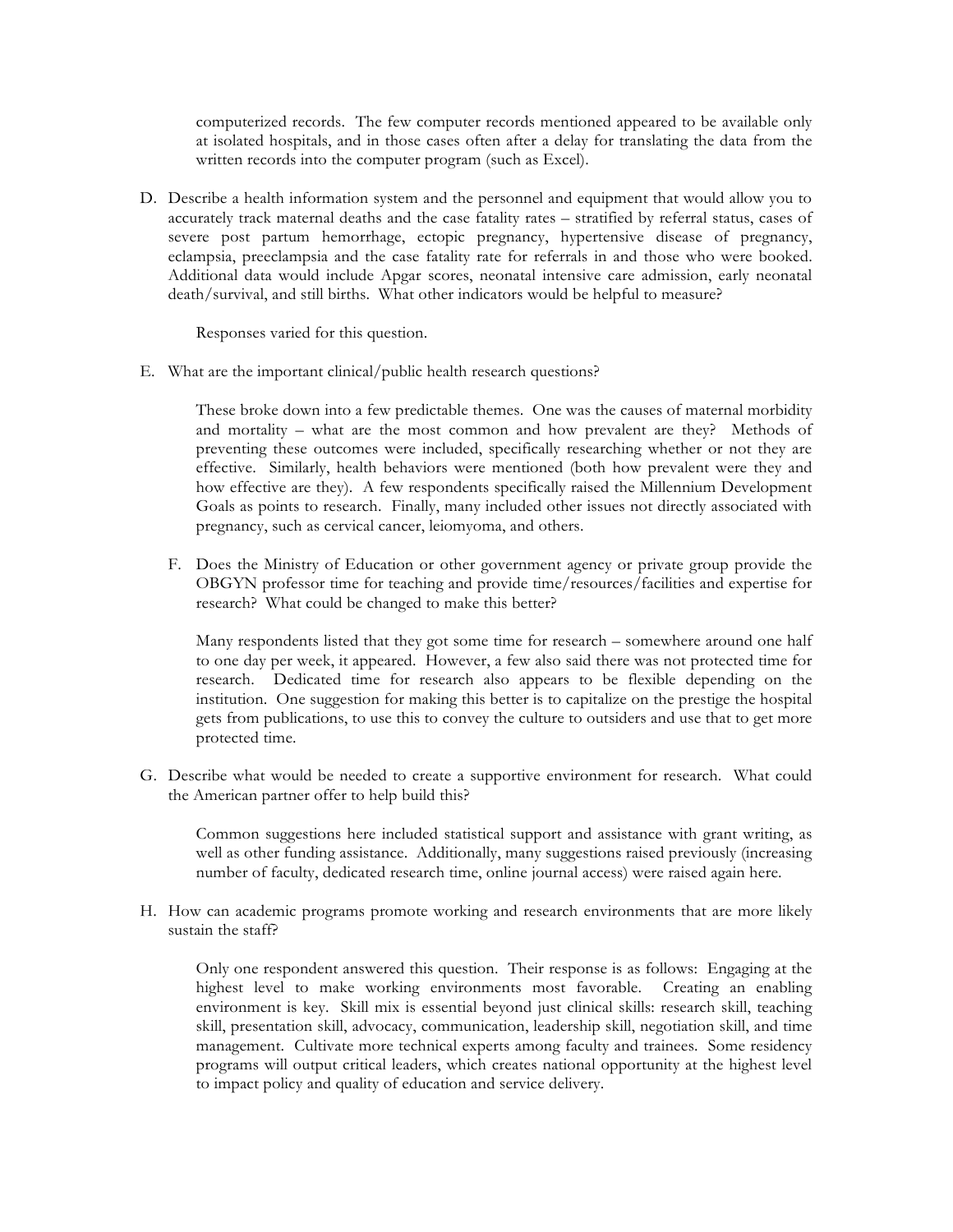computerized records. The few computer records mentioned appeared to be available only at isolated hospitals, and in those cases often after a delay for translating the data from the written records into the computer program (such as Excel).

D. Describe a health information system and the personnel and equipment that would allow you to accurately track maternal deaths and the case fatality rates – stratified by referral status, cases of severe post partum hemorrhage, ectopic pregnancy, hypertensive disease of pregnancy, eclampsia, preeclampsia and the case fatality rate for referrals in and those who were booked. Additional data would include Apgar scores, neonatal intensive care admission, early neonatal death/survival, and still births. What other indicators would be helpful to measure?

   Responses varied for this question.

E. What are the important clinical/public health research questions?

   These broke down into a few predictable themes. One was the causes of maternal morbidity and mortality – what are the most common and how prevalent are they? Methods of preventing these outcomes were included, specifically researching whether or not they are effective. Similarly, health behaviors were mentioned (both how prevalent were they and how effective are they). A few respondents specifically raised the Millennium Development Goals as points to research. Finally, many included other issues not directly associated with pregnancy, such as cervical cancer, leiomyoma, and others.

F. Does the Ministry of Education or other government agency or private group provide the OBGYN professor time for teaching and provide time/resources/facilities and expertise for research? What could be changed to make this better?

   Many respondents listed that they got some time for research – somewhere around one half to one day per week, it appeared. However, a few also said there was not protected time for research. Dedicated time for research also appears to be flexible depending on the institution. One suggestion for making this better is to capitalize on the prestige the hospital gets from publications, to use this to convey the culture to outsiders and use that to get more protected time.

G. Describe what would be needed to create a supportive environment for research. What could the American partner offer to help build this?

   Common suggestions here included statistical support and assistance with grant writing, as well as other funding assistance. Additionally, many suggestions raised previously (increasing number of faculty, dedicated research time, online journal access) were raised again here.

H. How can academic programs promote working and research environments that are more likely sustain the staff?

   Only one respondent answered this question. Their response is as follows: Engaging at the highest level to make working environments most favorable. Creating an enabling environment is key. Skill mix is essential beyond just clinical skills: research skill, teaching skill, presentation skill, advocacy, communication, leadership skill, negotiation skill, and time management. Cultivate more technical experts among faculty and trainees. Some residency programs will output critical leaders, which creates national opportunity at the highest level to impact policy and quality of education and service delivery.